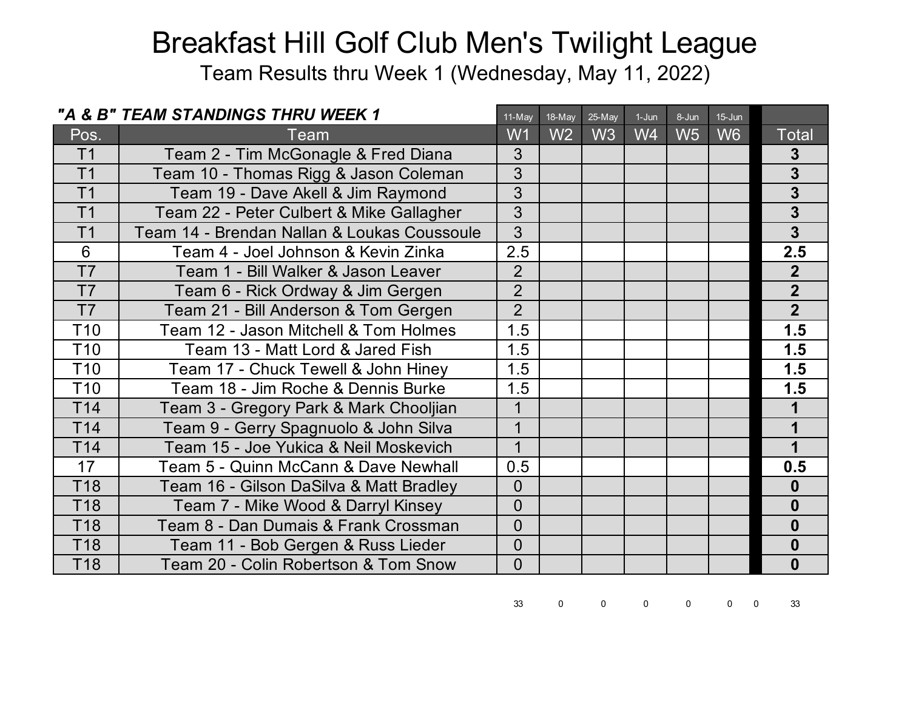# Breakfast Hill Golf Club Men's Twilight League

## Team Results thru Week 1 (Wednesday, May 11, 2022)

***"A & B" TEAM STANDINGS THRU WEEK 1***

| | | 11-May | 18-May | 25-May | 1-Jun | 8-Jun | 15-Jun | | |
|---|---|---|---|---|---|---|---|---|---|
| **Pos.** | **Team** | **W1** | **W2** | **W3** | **W4** | **W5** | **W6** | | **Total** |
| T1 | Team 2 - Tim McGonagle & Fred Diana | 3 | | | | | | | **3** |
| T1 | Team 10 - Thomas Rigg & Jason Coleman | 3 | | | | | | | **3** |
| T1 | Team 19 - Dave Akell & Jim Raymond | 3 | | | | | | | **3** |
| T1 | Team 22 - Peter Culbert & Mike Gallagher | 3 | | | | | | | **3** |
| T1 | Team 14 - Brendan Nallan & Loukas Coussoule | 3 | | | | | | | **3** |
| 6 | Team 4 - Joel Johnson & Kevin Zinka | 2.5 | | | | | | | **2.5** |
| T7 | Team 1 - Bill Walker & Jason Leaver | 2 | | | | | | | **2** |
| T7 | Team 6 - Rick Ordway & Jim Gergen | 2 | | | | | | | **2** |
| T7 | Team 21 - Bill Anderson & Tom Gergen | 2 | | | | | | | **2** |
| T10 | Team 12 - Jason Mitchell & Tom Holmes | 1.5 | | | | | | | **1.5** |
| T10 | Team 13 - Matt Lord & Jared Fish | 1.5 | | | | | | | **1.5** |
| T10 | Team 17 - Chuck Tewell & John Hiney | 1.5 | | | | | | | **1.5** |
| T10 | Team 18 - Jim Roche & Dennis Burke | 1.5 | | | | | | | **1.5** |
| T14 | Team 3 - Gregory Park & Mark Chooljian | 1 | | | | | | | **1** |
| T14 | Team 9 - Gerry Spagnuolo & John Silva | 1 | | | | | | | **1** |
| T14 | Team 15 - Joe Yukica & Neil Moskevich | 1 | | | | | | | **1** |
| 17 | Team 5 - Quinn McCann & Dave Newhall | 0.5 | | | | | | | **0.5** |
| T18 | Team 16 - Gilson DaSilva & Matt Bradley | 0 | | | | | | | **0** |
| T18 | Team 7 - Mike Wood & Darryl Kinsey | 0 | | | | | | | **0** |
| T18 | Team 8 - Dan Dumais & Frank Crossman | 0 | | | | | | | **0** |
| T18 | Team 11 - Bob Gergen & Russ Lieder | 0 | | | | | | | **0** |
| T18 | Team 20 - Colin Robertson & Tom Snow | 0 | | | | | | | **0** |
| | | 33 | 0 | 0 | 0 | 0 | 0 | 0 | 33 |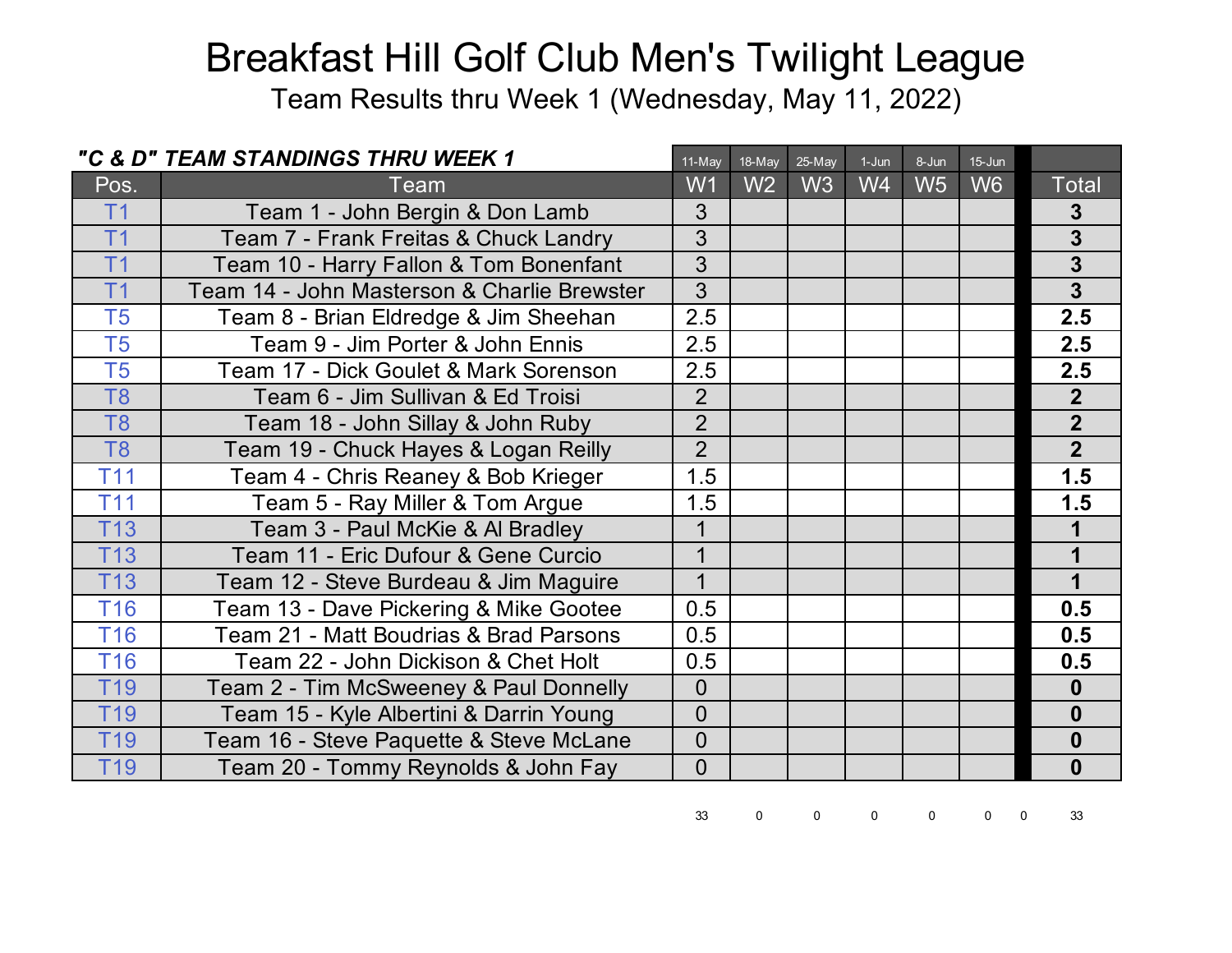# Breakfast Hill Golf Club Men's Twilight League

Team Results thru Week 1 (Wednesday, May 11, 2022)

| ***"C & D" TEAM STANDINGS THRU WEEK 1*** | | 11-May | 18-May | 25-May | 1-Jun | 8-Jun | 15-Jun | | |
|---|---|---|---|---|---|---|---|---|---|
| Pos. | Team | W1 | W2 | W3 | W4 | W5 | W6 | | Total |
| T1 | Team 1 - John Bergin & Don Lamb | 3 | | | | | | | **3** |
| T1 | Team 7 - Frank Freitas & Chuck Landry | 3 | | | | | | | **3** |
| T1 | Team 10 - Harry Fallon & Tom Bonenfant | 3 | | | | | | | **3** |
| T1 | Team 14 - John Masterson & Charlie Brewster | 3 | | | | | | | **3** |
| T5 | Team 8 - Brian Eldredge & Jim Sheehan | 2.5 | | | | | | | **2.5** |
| T5 | Team 9 - Jim Porter & John Ennis | 2.5 | | | | | | | **2.5** |
| T5 | Team 17 - Dick Goulet & Mark Sorenson | 2.5 | | | | | | | **2.5** |
| T8 | Team 6 - Jim Sullivan & Ed Troisi | 2 | | | | | | | **2** |
| T8 | Team 18 - John Sillay & John Ruby | 2 | | | | | | | **2** |
| T8 | Team 19 - Chuck Hayes & Logan Reilly | 2 | | | | | | | **2** |
| T11 | Team 4 - Chris Reaney & Bob Krieger | 1.5 | | | | | | | **1.5** |
| T11 | Team 5 - Ray Miller & Tom Argue | 1.5 | | | | | | | **1.5** |
| T13 | Team 3 - Paul McKie & Al Bradley | 1 | | | | | | | **1** |
| T13 | Team 11 - Eric Dufour & Gene Curcio | 1 | | | | | | | **1** |
| T13 | Team 12 - Steve Burdeau & Jim Maguire | 1 | | | | | | | **1** |
| T16 | Team 13 - Dave Pickering & Mike Gootee | 0.5 | | | | | | | **0.5** |
| T16 | Team 21 - Matt Boudrias & Brad Parsons | 0.5 | | | | | | | **0.5** |
| T16 | Team 22 - John Dickison & Chet Holt | 0.5 | | | | | | | **0.5** |
| T19 | Team 2 - Tim McSweeney & Paul Donnelly | 0 | | | | | | | **0** |
| T19 | Team 15 - Kyle Albertini & Darrin Young | 0 | | | | | | | **0** |
| T19 | Team 16 - Steve Paquette & Steve McLane | 0 | | | | | | | **0** |
| T19 | Team 20 - Tommy Reynolds & John Fay | 0 | | | | | | | **0** |
| | | 33 | 0 | 0 | 0 | 0 | 0 | 0 | 33 |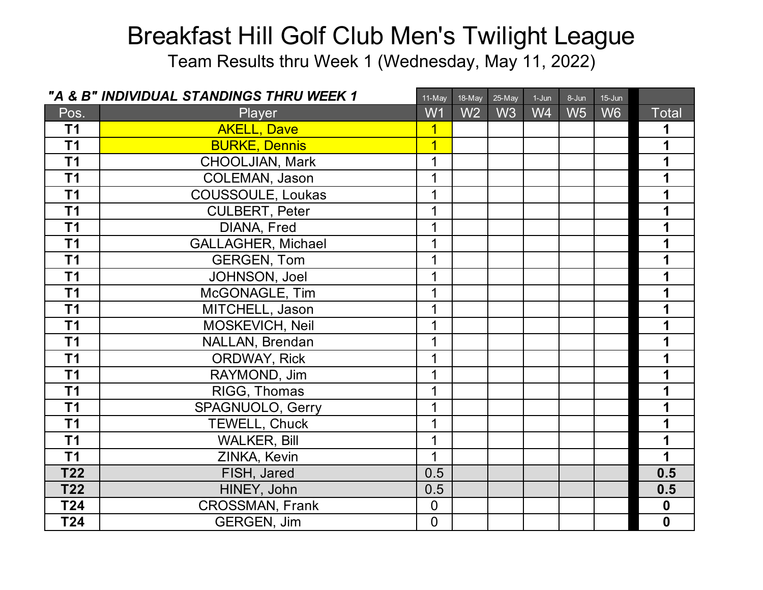# Breakfast Hill Golf Club Men's Twilight League

Team Results thru Week 1 (Wednesday, May 11, 2022)

| *"A & B" INDIVIDUAL STANDINGS THRU WEEK 1* | | 11-May | 18-May | 25-May | 1-Jun | 8-Jun | 15-Jun | |
|---|---|---|---|---|---|---|---|---|
| Pos. | Player | W1 | W2 | W3 | W4 | W5 | W6 | Total |
| **T1** | AKELL, Dave | 1 | | | | | | **1** |
| **T1** | BURKE, Dennis | 1 | | | | | | **1** |
| **T1** | CHOOLJIAN, Mark | 1 | | | | | | **1** |
| **T1** | COLEMAN, Jason | 1 | | | | | | **1** |
| **T1** | COUSSOULE, Loukas | 1 | | | | | | **1** |
| **T1** | CULBERT, Peter | 1 | | | | | | **1** |
| **T1** | DIANA, Fred | 1 | | | | | | **1** |
| **T1** | GALLAGHER, Michael | 1 | | | | | | **1** |
| **T1** | GERGEN, Tom | 1 | | | | | | **1** |
| **T1** | JOHNSON, Joel | 1 | | | | | | **1** |
| **T1** | McGONAGLE, Tim | 1 | | | | | | **1** |
| **T1** | MITCHELL, Jason | 1 | | | | | | **1** |
| **T1** | MOSKEVICH, Neil | 1 | | | | | | **1** |
| **T1** | NALLAN, Brendan | 1 | | | | | | **1** |
| **T1** | ORDWAY, Rick | 1 | | | | | | **1** |
| **T1** | RAYMOND, Jim | 1 | | | | | | **1** |
| **T1** | RIGG, Thomas | 1 | | | | | | **1** |
| **T1** | SPAGNUOLO, Gerry | 1 | | | | | | **1** |
| **T1** | TEWELL, Chuck | 1 | | | | | | **1** |
| **T1** | WALKER, Bill | 1 | | | | | | **1** |
| **T1** | ZINKA, Kevin | 1 | | | | | | **1** |
| **T22** | FISH, Jared | 0.5 | | | | | | **0.5** |
| **T22** | HINEY, John | 0.5 | | | | | | **0.5** |
| **T24** | CROSSMAN, Frank | 0 | | | | | | **0** |
| **T24** | GERGEN, Jim | 0 | | | | | | **0** |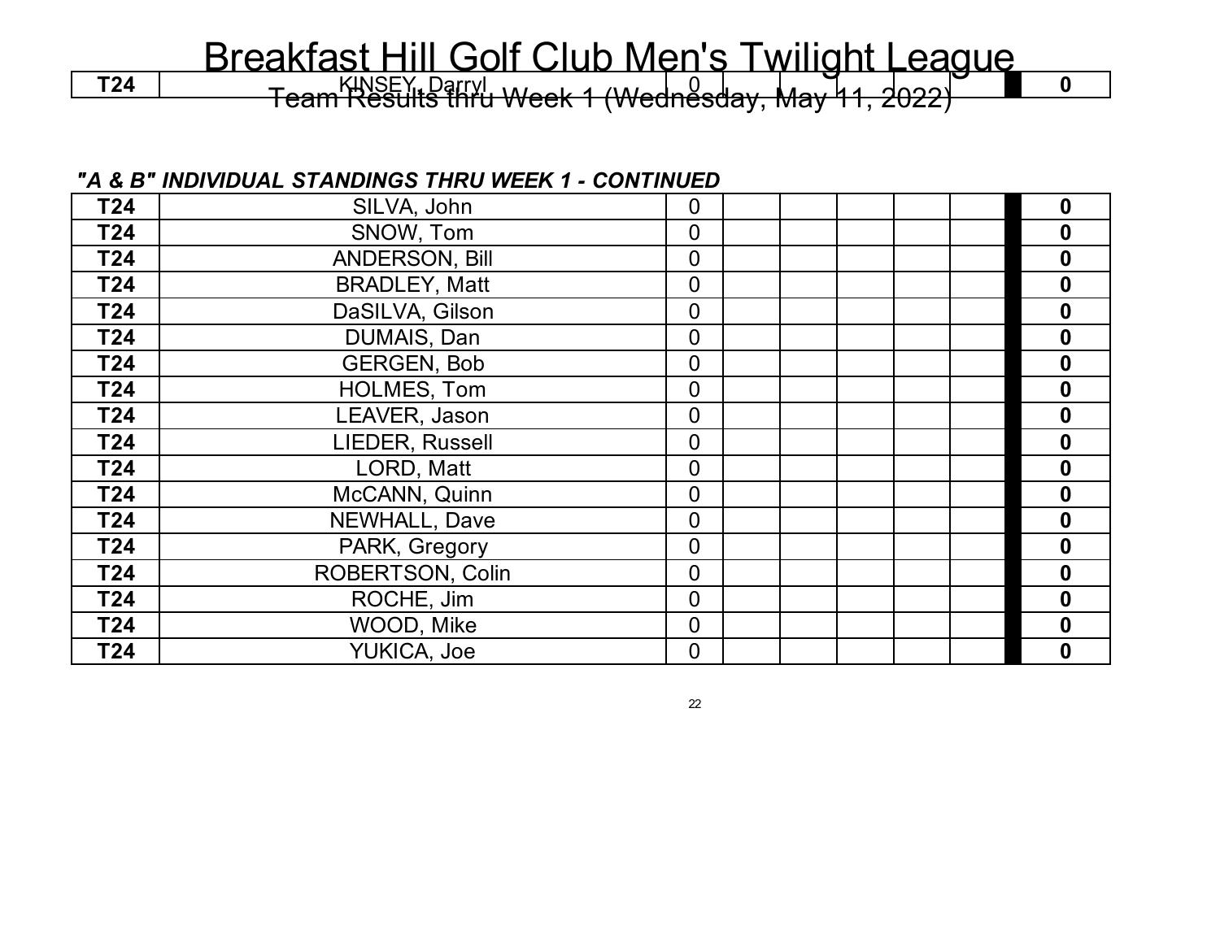# Breakfast Hill Golf Club Men's Twilight League

## Team Results thru Week 1 (Wednesday, May 11, 2022)

| T24 | KINSEY, Darryl | 0 | | | | | | 0 |
|---|---|---|---|---|---|---|---|---|

***"A & B" INDIVIDUAL STANDINGS THRU WEEK 1 - CONTINUED***

| | | | | | | | | |
|---|---|---|---|---|---|---|---|---|
| **T24** | SILVA, John | 0 | | | | | | **0** |
| **T24** | SNOW, Tom | 0 | | | | | | **0** |
| **T24** | ANDERSON, Bill | 0 | | | | | | **0** |
| **T24** | BRADLEY, Matt | 0 | | | | | | **0** |
| **T24** | DaSILVA, Gilson | 0 | | | | | | **0** |
| **T24** | DUMAIS, Dan | 0 | | | | | | **0** |
| **T24** | GERGEN, Bob | 0 | | | | | | **0** |
| **T24** | HOLMES, Tom | 0 | | | | | | **0** |
| **T24** | LEAVER, Jason | 0 | | | | | | **0** |
| **T24** | LIEDER, Russell | 0 | | | | | | **0** |
| **T24** | LORD, Matt | 0 | | | | | | **0** |
| **T24** | McCANN, Quinn | 0 | | | | | | **0** |
| **T24** | NEWHALL, Dave | 0 | | | | | | **0** |
| **T24** | PARK, Gregory | 0 | | | | | | **0** |
| **T24** | ROBERTSON, Colin | 0 | | | | | | **0** |
| **T24** | ROCHE, Jim | 0 | | | | | | **0** |
| **T24** | WOOD, Mike | 0 | | | | | | **0** |
| **T24** | YUKICA, Joe | 0 | | | | | | **0** |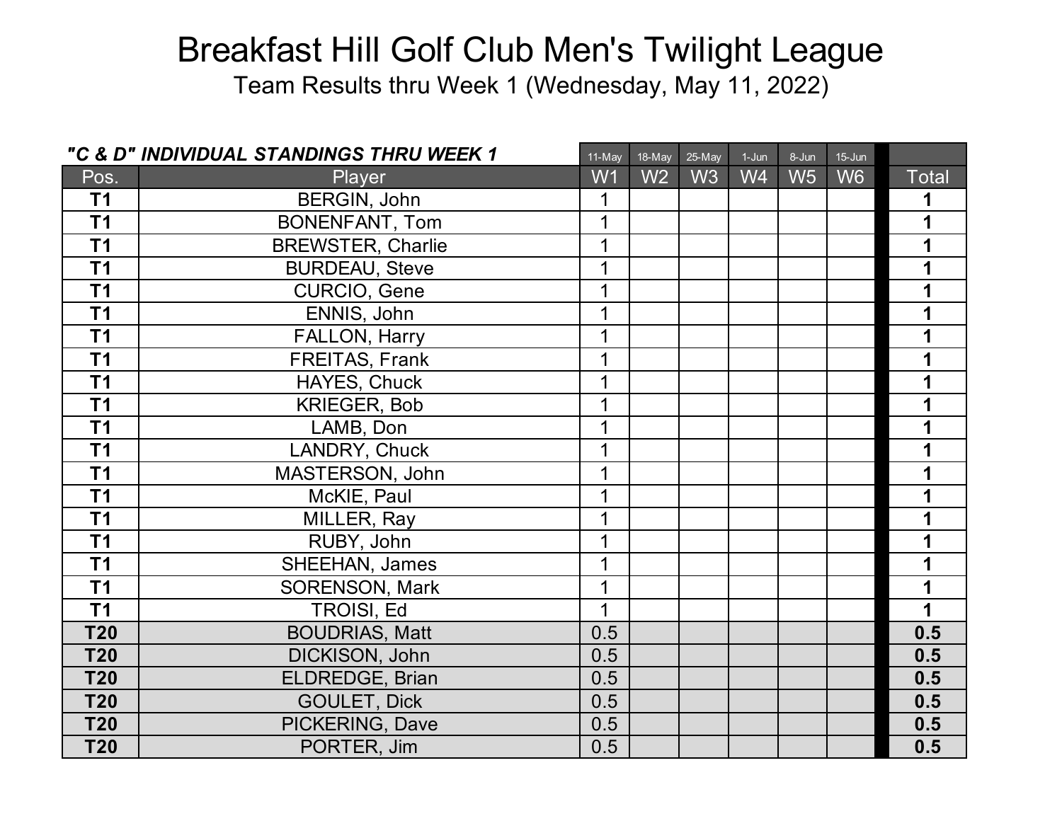# Breakfast Hill Golf Club Men's Twilight League

Team Results thru Week 1 (Wednesday, May 11, 2022)

| *"C & D" INDIVIDUAL STANDINGS THRU WEEK 1* | | 11-May | 18-May | 25-May | 1-Jun | 8-Jun | 15-Jun | |
|---|---|---|---|---|---|---|---|---|
| Pos. | Player | W1 | W2 | W3 | W4 | W5 | W6 | Total |
| **T1** | BERGIN, John | 1 | | | | | | **1** |
| **T1** | BONENFANT, Tom | 1 | | | | | | **1** |
| **T1** | BREWSTER, Charlie | 1 | | | | | | **1** |
| **T1** | BURDEAU, Steve | 1 | | | | | | **1** |
| **T1** | CURCIO, Gene | 1 | | | | | | **1** |
| **T1** | ENNIS, John | 1 | | | | | | **1** |
| **T1** | FALLON, Harry | 1 | | | | | | **1** |
| **T1** | FREITAS, Frank | 1 | | | | | | **1** |
| **T1** | HAYES, Chuck | 1 | | | | | | **1** |
| **T1** | KRIEGER, Bob | 1 | | | | | | **1** |
| **T1** | LAMB, Don | 1 | | | | | | **1** |
| **T1** | LANDRY, Chuck | 1 | | | | | | **1** |
| **T1** | MASTERSON, John | 1 | | | | | | **1** |
| **T1** | McKIE, Paul | 1 | | | | | | **1** |
| **T1** | MILLER, Ray | 1 | | | | | | **1** |
| **T1** | RUBY, John | 1 | | | | | | **1** |
| **T1** | SHEEHAN, James | 1 | | | | | | **1** |
| **T1** | SORENSON, Mark | 1 | | | | | | **1** |
| **T1** | TROISI, Ed | 1 | | | | | | **1** |
| **T20** | BOUDRIAS, Matt | 0.5 | | | | | | **0.5** |
| **T20** | DICKISON, John | 0.5 | | | | | | **0.5** |
| **T20** | ELDREDGE, Brian | 0.5 | | | | | | **0.5** |
| **T20** | GOULET, Dick | 0.5 | | | | | | **0.5** |
| **T20** | PICKERING, Dave | 0.5 | | | | | | **0.5** |
| **T20** | PORTER, Jim | 0.5 | | | | | | **0.5** |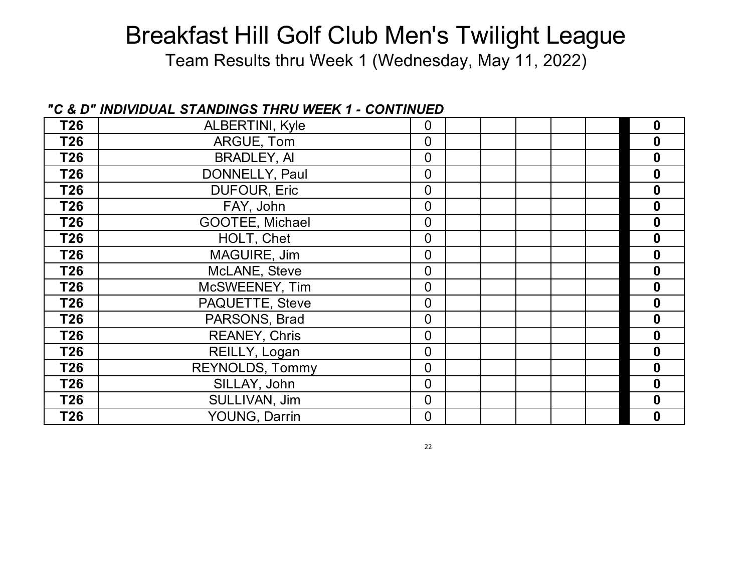# Breakfast Hill Golf Club Men's Twilight League

Team Results thru Week 1 (Wednesday, May 11, 2022)

***"C & D" INDIVIDUAL STANDINGS THRU WEEK 1 - CONTINUED***

| | | | | | | | | | |
|---|---|---|---|---|---|---|---|---|---|
| **T26** | ALBERTINI, Kyle | 0 | | | | | | | **0** |
| **T26** | ARGUE, Tom | 0 | | | | | | | **0** |
| **T26** | BRADLEY, Al | 0 | | | | | | | **0** |
| **T26** | DONNELLY, Paul | 0 | | | | | | | **0** |
| **T26** | DUFOUR, Eric | 0 | | | | | | | **0** |
| **T26** | FAY, John | 0 | | | | | | | **0** |
| **T26** | GOOTEE, Michael | 0 | | | | | | | **0** |
| **T26** | HOLT, Chet | 0 | | | | | | | **0** |
| **T26** | MAGUIRE, Jim | 0 | | | | | | | **0** |
| **T26** | McLANE, Steve | 0 | | | | | | | **0** |
| **T26** | McSWEENEY, Tim | 0 | | | | | | | **0** |
| **T26** | PAQUETTE, Steve | 0 | | | | | | | **0** |
| **T26** | PARSONS, Brad | 0 | | | | | | | **0** |
| **T26** | REANEY, Chris | 0 | | | | | | | **0** |
| **T26** | REILLY, Logan | 0 | | | | | | | **0** |
| **T26** | REYNOLDS, Tommy | 0 | | | | | | | **0** |
| **T26** | SILLAY, John | 0 | | | | | | | **0** |
| **T26** | SULLIVAN, Jim | 0 | | | | | | | **0** |
| **T26** | YOUNG, Darrin | 0 | | | | | | | **0** |